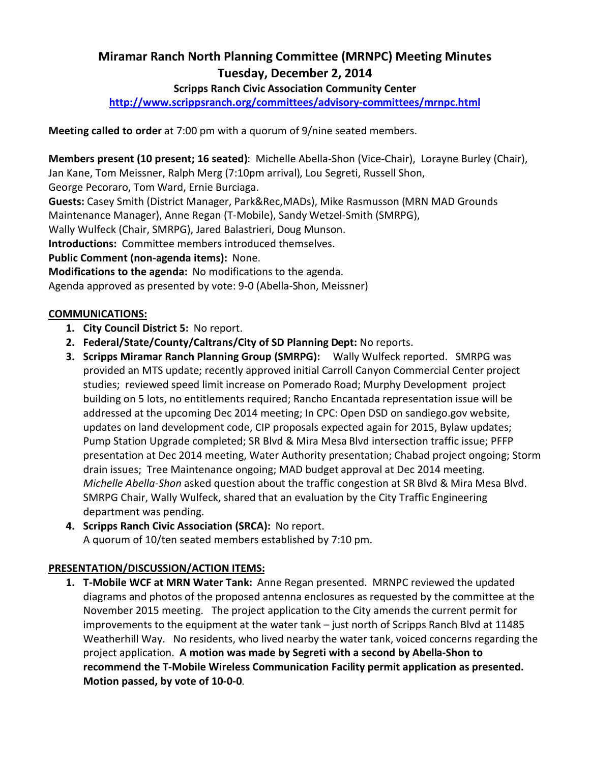# Miramar Ranch North Planning Committee (MRNPC) Meeting Minutes
## Tuesday, December 2, 2014
### Scripps Ranch Civic Association Community Center

**http://www.scrippsranch.org/committees/advisory-committees/mrnpc.html**

**Meeting called to order** at 7:00 pm with a quorum of 9/nine seated members.

**Members present (10 present; 16 seated)**: Michelle Abella-Shon (Vice-Chair), Lorayne Burley (Chair), Jan Kane, Tom Meissner, Ralph Merg (7:10pm arrival), Lou Segreti, Russell Shon, George Pecoraro, Tom Ward, Ernie Burciaga.
**Guests:** Casey Smith (District Manager, Park&Rec,MADs), Mike Rasmusson (MRN MAD Grounds Maintenance Manager), Anne Regan (T-Mobile), Sandy Wetzel-Smith (SMRPG), Wally Wulfeck (Chair, SMRPG), Jared Balastrieri, Doug Munson.
**Introductions:** Committee members introduced themselves.
**Public Comment (non-agenda items):** None.
**Modifications to the agenda:** No modifications to the agenda.
Agenda approved as presented by vote: 9-0 (Abella-Shon, Meissner)

**COMMUNICATIONS:**

1. **City Council District 5:** No report.
2. **Federal/State/County/Caltrans/City of SD Planning Dept:** No reports.
3. **Scripps Miramar Ranch Planning Group (SMRPG):** Wally Wulfeck reported. SMRPG was provided an MTS update; recently approved initial Carroll Canyon Commercial Center project studies; reviewed speed limit increase on Pomerado Road; Murphy Development project building on 5 lots, no entitlements required; Rancho Encantada representation issue will be addressed at the upcoming Dec 2014 meeting; In CPC: Open DSD on sandiego.gov website, updates on land development code, CIP proposals expected again for 2015, Bylaw updates; Pump Station Upgrade completed; SR Blvd & Mira Mesa Blvd intersection traffic issue; PFFP presentation at Dec 2014 meeting, Water Authority presentation; Chabad project ongoing; Storm drain issues; Tree Maintenance ongoing; MAD budget approval at Dec 2014 meeting. *Michelle Abella-Shon* asked question about the traffic congestion at SR Blvd & Mira Mesa Blvd. SMRPG Chair, Wally Wulfeck, shared that an evaluation by the City Traffic Engineering department was pending.
4. **Scripps Ranch Civic Association (SRCA):** No report.
   A quorum of 10/ten seated members established by 7:10 pm.

**PRESENTATION/DISCUSSION/ACTION ITEMS:**

1. **T-Mobile WCF at MRN Water Tank:** Anne Regan presented. MRNPC reviewed the updated diagrams and photos of the proposed antenna enclosures as requested by the committee at the November 2015 meeting. The project application to the City amends the current permit for improvements to the equipment at the water tank – just north of Scripps Ranch Blvd at 11485 Weatherhill Way. No residents, who lived nearby the water tank, voiced concerns regarding the project application. **A motion was made by Segreti with a second by Abella-Shon to recommend the T-Mobile Wireless Communication Facility permit application as presented. Motion passed, by vote of 10-0-0**.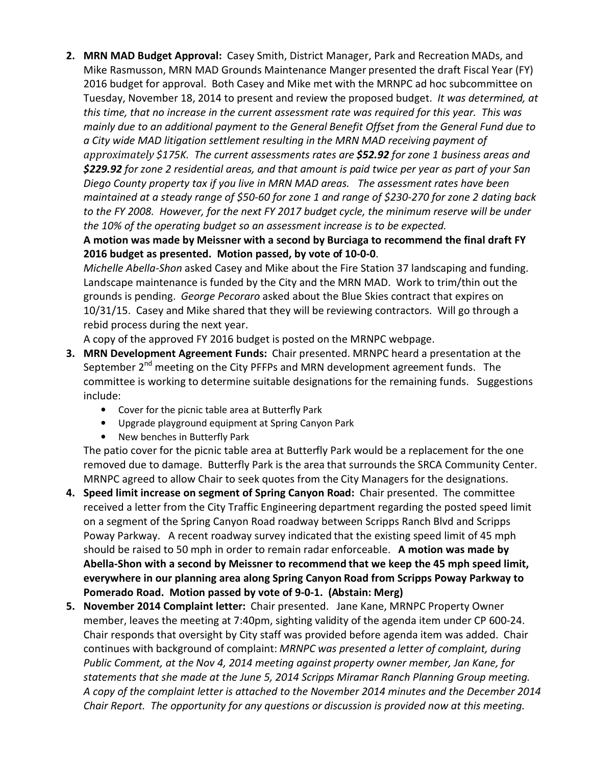2. **MRN MAD Budget Approval:** Casey Smith, District Manager, Park and Recreation MADs, and Mike Rasmusson, MRN MAD Grounds Maintenance Manger presented the draft Fiscal Year (FY) 2016 budget for approval. Both Casey and Mike met with the MRNPC ad hoc subcommittee on Tuesday, November 18, 2014 to present and review the proposed budget. *It was determined, at this time, that no increase in the current assessment rate was required for this year. This was mainly due to an additional payment to the General Benefit Offset from the General Fund due to a City wide MAD litigation settlement resulting in the MRN MAD receiving payment of approximately $175K. The current assessments rates are **$52.92** for zone 1 business areas and **$229.92** for zone 2 residential areas, and that amount is paid twice per year as part of your San Diego County property tax if you live in MRN MAD areas. The assessment rates have been maintained at a steady range of $50-60 for zone 1 and range of $230-270 for zone 2 dating back to the FY 2008. However, for the next FY 2017 budget cycle, the minimum reserve will be under the 10% of the operating budget so an assessment increase is to be expected.*

   **A motion was made by Meissner with a second by Burciaga to recommend the final draft FY 2016 budget as presented. Motion passed, by vote of 10-0-0**.

   *Michelle Abella-Shon* asked Casey and Mike about the Fire Station 37 landscaping and funding. Landscape maintenance is funded by the City and the MRN MAD. Work to trim/thin out the grounds is pending. *George Pecoraro* asked about the Blue Skies contract that expires on 10/31/15. Casey and Mike shared that they will be reviewing contractors. Will go through a rebid process during the next year.

   A copy of the approved FY 2016 budget is posted on the MRNPC webpage.

3. **MRN Development Agreement Funds:** Chair presented. MRNPC heard a presentation at the September 2nd meeting on the City PFFPs and MRN development agreement funds. The committee is working to determine suitable designations for the remaining funds. Suggestions include:
   - Cover for the picnic table area at Butterfly Park
   - Upgrade playground equipment at Spring Canyon Park
   - New benches in Butterfly Park

   The patio cover for the picnic table area at Butterfly Park would be a replacement for the one removed due to damage. Butterfly Park is the area that surrounds the SRCA Community Center. MRNPC agreed to allow Chair to seek quotes from the City Managers for the designations.

4. **Speed limit increase on segment of Spring Canyon Road:** Chair presented. The committee received a letter from the City Traffic Engineering department regarding the posted speed limit on a segment of the Spring Canyon Road roadway between Scripps Ranch Blvd and Scripps Poway Parkway. A recent roadway survey indicated that the existing speed limit of 45 mph should be raised to 50 mph in order to remain radar enforceable. **A motion was made by Abella-Shon with a second by Meissner to recommend that we keep the 45 mph speed limit, everywhere in our planning area along Spring Canyon Road from Scripps Poway Parkway to Pomerado Road. Motion passed by vote of 9-0-1. (Abstain: Merg)**

5. **November 2014 Complaint letter:** Chair presented. Jane Kane, MRNPC Property Owner member, leaves the meeting at 7:40pm, sighting validity of the agenda item under CP 600-24. Chair responds that oversight by City staff was provided before agenda item was added. Chair continues with background of complaint: *MRNPC was presented a letter of complaint, during Public Comment, at the Nov 4, 2014 meeting against property owner member, Jan Kane, for statements that she made at the June 5, 2014 Scripps Miramar Ranch Planning Group meeting. A copy of the complaint letter is attached to the November 2014 minutes and the December 2014 Chair Report. The opportunity for any questions or discussion is provided now at this meeting.*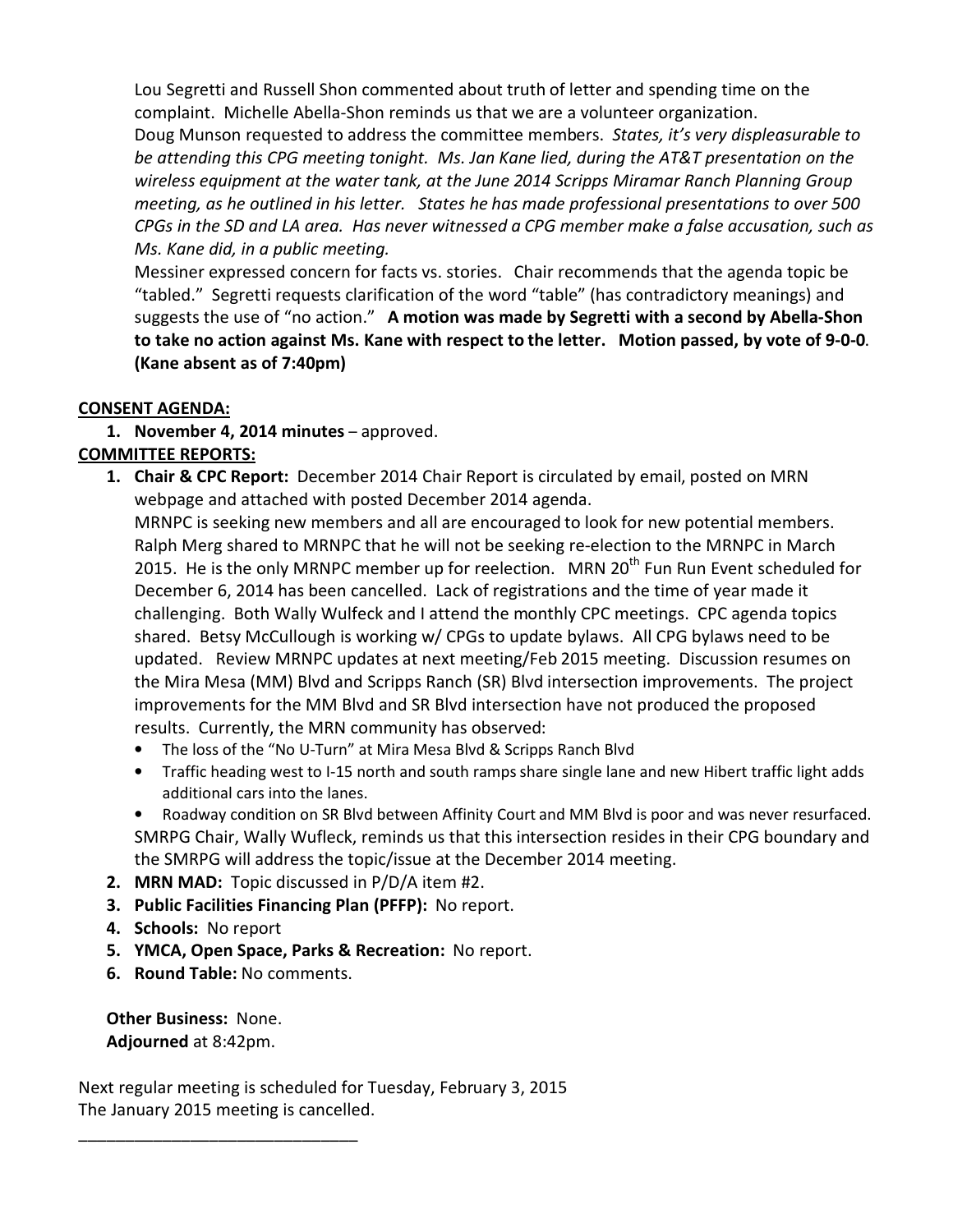Lou Segretti and Russell Shon commented about truth of letter and spending time on the complaint. Michelle Abella-Shon reminds us that we are a volunteer organization.
Doug Munson requested to address the committee members. *States, it's very displeasurable to be attending this CPG meeting tonight. Ms. Jan Kane lied, during the AT&T presentation on the wireless equipment at the water tank, at the June 2014 Scripps Miramar Ranch Planning Group meeting, as he outlined in his letter. States he has made professional presentations to over 500 CPGs in the SD and LA area. Has never witnessed a CPG member make a false accusation, such as Ms. Kane did, in a public meeting.*
Messiner expressed concern for facts vs. stories. Chair recommends that the agenda topic be "tabled." Segretti requests clarification of the word "table" (has contradictory meanings) and suggests the use of "no action." **A motion was made by Segretti with a second by Abella-Shon to take no action against Ms. Kane with respect to the letter. Motion passed, by vote of 9-0-0**. **(Kane absent as of 7:40pm)**

**CONSENT AGENDA:**

1. **November 4, 2014 minutes** – approved.

**COMMITTEE REPORTS:**

1. **Chair & CPC Report:** December 2014 Chair Report is circulated by email, posted on MRN webpage and attached with posted December 2014 agenda.
   MRNPC is seeking new members and all are encouraged to look for new potential members. Ralph Merg shared to MRNPC that he will not be seeking re-election to the MRNPC in March 2015. He is the only MRNPC member up for reelection. MRN 20th Fun Run Event scheduled for December 6, 2014 has been cancelled. Lack of registrations and the time of year made it challenging. Both Wally Wulfeck and I attend the monthly CPC meetings. CPC agenda topics shared. Betsy McCullough is working w/ CPGs to update bylaws. All CPG bylaws need to be updated. Review MRNPC updates at next meeting/Feb 2015 meeting. Discussion resumes on the Mira Mesa (MM) Blvd and Scripps Ranch (SR) Blvd intersection improvements. The project improvements for the MM Blvd and SR Blvd intersection have not produced the proposed results. Currently, the MRN community has observed:
   - The loss of the "No U-Turn" at Mira Mesa Blvd & Scripps Ranch Blvd
   - Traffic heading west to I-15 north and south ramps share single lane and new Hibert traffic light adds additional cars into the lanes.
   - Roadway condition on SR Blvd between Affinity Court and MM Blvd is poor and was never resurfaced.

   SMRPG Chair, Wally Wufleck, reminds us that this intersection resides in their CPG boundary and the SMRPG will address the topic/issue at the December 2014 meeting.
2. **MRN MAD:** Topic discussed in P/D/A item #2.
3. **Public Facilities Financing Plan (PFFP):** No report.
4. **Schools:** No report
5. **YMCA, Open Space, Parks & Recreation:** No report.
6. **Round Table:** No comments.

**Other Business:** None.
**Adjourned** at 8:42pm.

Next regular meeting is scheduled for Tuesday, February 3, 2015
The January 2015 meeting is cancelled.

______________________________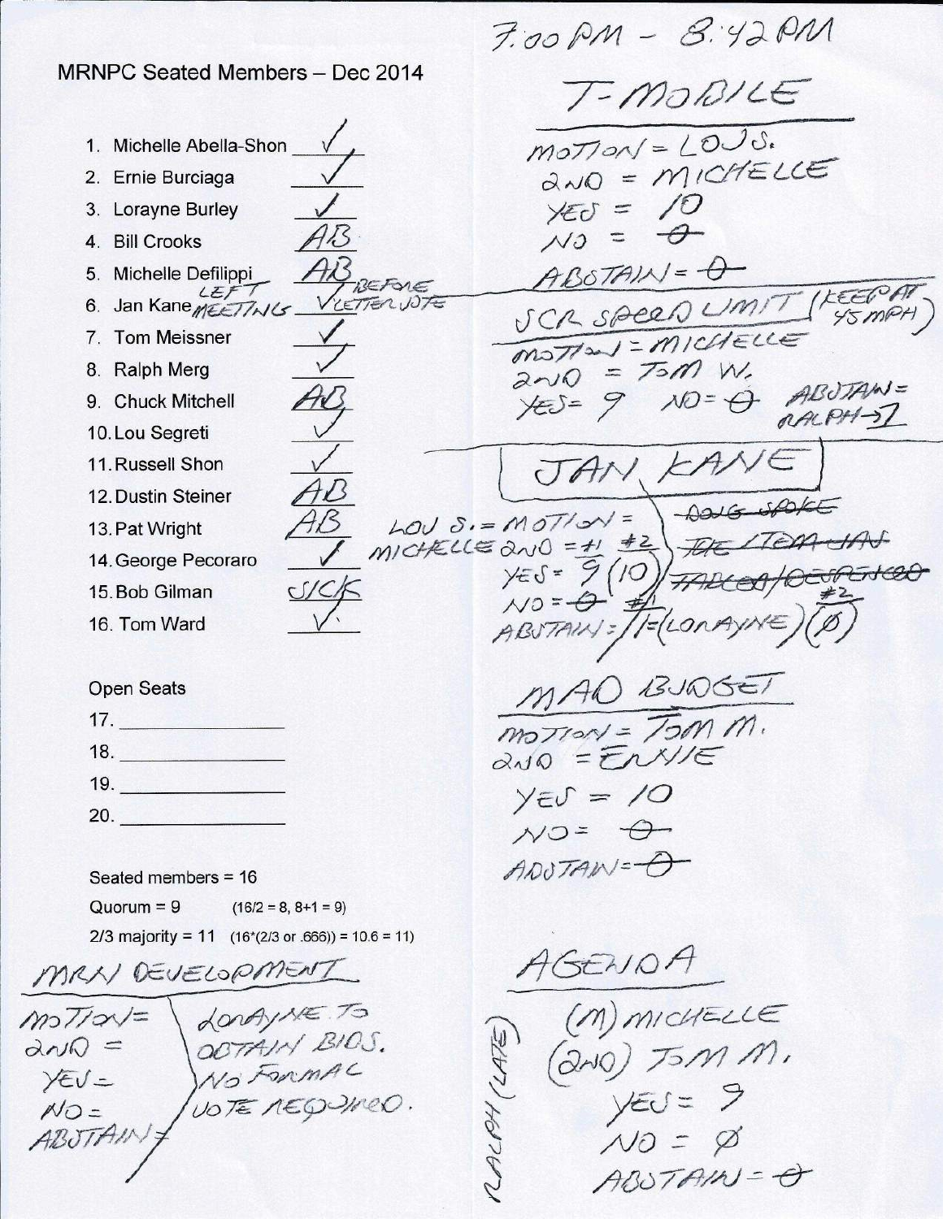## MRNPC Seated Members – Dec 2014

| | | |
|---|---|---|
| 1. | Michelle Abella-Shon | ✓ |
| 2. | Ernie Burciaga | ✓ |
| 3. | Lorayne Burley | ✓ |
| 4. | Bill Crooks | AB |
| 5. | Michelle Defilippi | AB |
| 6. | Jan Kane LEFT MEETING BEFORE LETTER VOTE | ✓ |
| 7. | Tom Meissner | ✓ |
| 8. | Ralph Merg | ✓ |
| 9. | Chuck Mitchell | AB |
| 10. | Lou Segreti | ✓ |
| 11. | Russell Shon | ✓ |
| 12. | Dustin Steiner | AB |
| 13. | Pat Wright | AB |
| 14. | George Pecoraro | ✓ |
| 15. | Bob Gilman | SICK |
| 16. | Tom Ward | ✓ |

Open Seats

17. ______________
18. ______________
19. ______________
20. ______________

Seated members = 16

Quorum = 9 (16/2 = 8, 8+1 = 9)

2/3 majority = 11 (16*(2/3 or .666)) = 10.6 = 11)

### MRN DEVELOPMENT

MOTION = \
2ND = \
YES = \
NO = \
ABSTAIN =

LORAYNE TO OBTAIN BIDS. NO FORMAL VOTE REQUIRED.

---

7:00 PM – 8:42 PM

### T-MOBILE

MOTION = LOU S.\
2ND = MICHELLE\
YES = 10\
NO = 0\
ABSTAIN = 0

### SCR SPEED LIMIT (KEEP AT 45 MPH)

MOTION = MICHELLE\
2ND = TOM W.\
YES = 9 NO = 0 ABSTAIN = RALPH → 1

### JAN KANE

~~DOUG SPOKE~~ ~~THE ITEM JAN~~ ~~TABLED/DEFERRED~~

LOU S. = MOTION = \
MICHELLE 2ND = #1 #2\
YES = 9 (10)\
NO = 0\
ABSTAIN = #1 1 = (LORAYNE) #2 (0)

### MAO BUDGET

MOTION = TOM M.\
2ND = ERNIE\
YES = 10\
NO = 0\
ABSTAIN = 0

### AGENDA

RALPH (LATE)

(M) MICHELLE\
(2ND) TOM M.\
YES = 9\
NO = 0\
ABSTAIN = 0